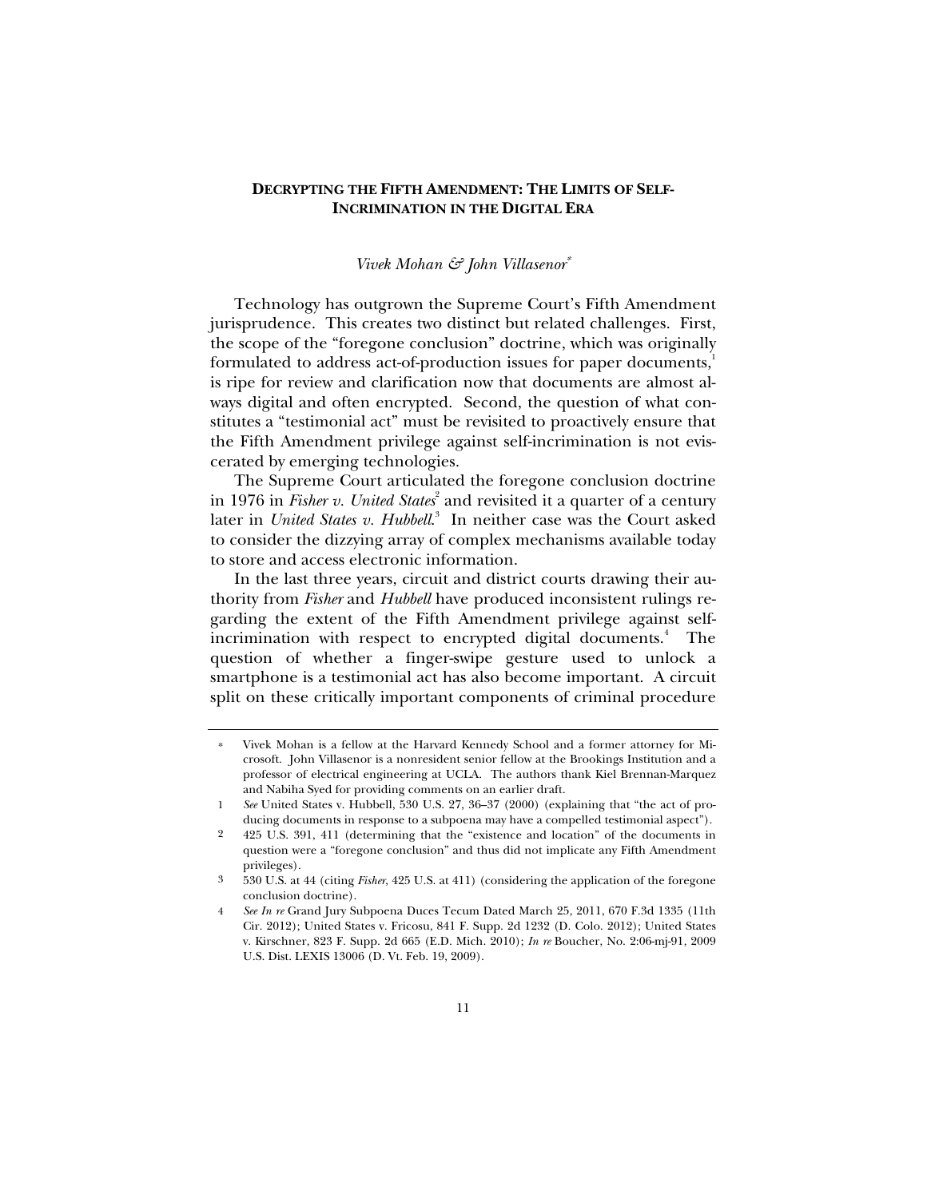# DECRYPTING THE FIFTH AMENDMENT: THE LIMITS OF SELF-INCRIMINATION IN THE DIGITAL ERA

*Vivek Mohan & John Villasenor*[*]

Technology has outgrown the Supreme Court's Fifth Amendment jurisprudence. This creates two distinct but related challenges. First, the scope of the "foregone conclusion" doctrine, which was originally formulated to address act-of-production issues for paper documents,[1] is ripe for review and clarification now that documents are almost always digital and often encrypted. Second, the question of what constitutes a "testimonial act" must be revisited to proactively ensure that the Fifth Amendment privilege against self-incrimination is not eviscerated by emerging technologies.

The Supreme Court articulated the foregone conclusion doctrine in 1976 in *Fisher v. United States*[2] and revisited it a quarter of a century later in *United States v. Hubbell*.[3] In neither case was the Court asked to consider the dizzying array of complex mechanisms available today to store and access electronic information.

In the last three years, circuit and district courts drawing their authority from *Fisher* and *Hubbell* have produced inconsistent rulings regarding the extent of the Fifth Amendment privilege against self-incrimination with respect to encrypted digital documents.[4] The question of whether a finger-swipe gesture used to unlock a smartphone is a testimonial act has also become important. A circuit split on these critically important components of criminal procedure

---

[*] Vivek Mohan is a fellow at the Harvard Kennedy School and a former attorney for Microsoft. John Villasenor is a nonresident senior fellow at the Brookings Institution and a professor of electrical engineering at UCLA. The authors thank Kiel Brennan-Marquez and Nabiha Syed for providing comments on an earlier draft.

1 *See* United States v. Hubbell, 530 U.S. 27, 36–37 (2000) (explaining that "the act of producing documents in response to a subpoena may have a compelled testimonial aspect").

2 425 U.S. 391, 411 (determining that the "existence and location" of the documents in question were a "foregone conclusion" and thus did not implicate any Fifth Amendment privileges).

3 530 U.S. at 44 (citing *Fisher*, 425 U.S. at 411) (considering the application of the foregone conclusion doctrine).

4 *See In re* Grand Jury Subpoena Duces Tecum Dated March 25, 2011, 670 F.3d 1335 (11th Cir. 2012); United States v. Fricosu, 841 F. Supp. 2d 1232 (D. Colo. 2012); United States v. Kirschner, 823 F. Supp. 2d 665 (E.D. Mich. 2010); *In re* Boucher, No. 2:06-mj-91, 2009 U.S. Dist. LEXIS 13006 (D. Vt. Feb. 19, 2009).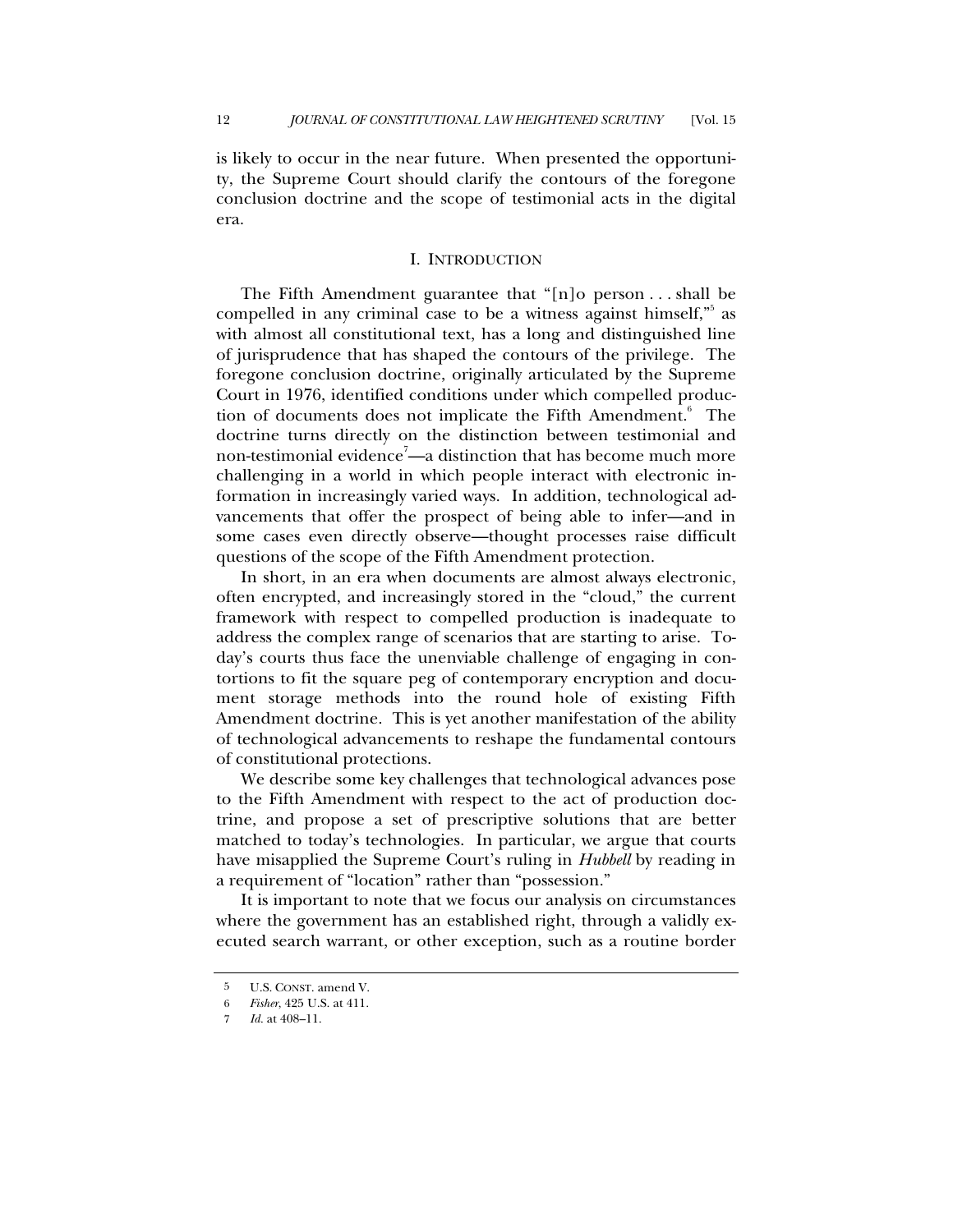is likely to occur in the near future. When presented the opportunity, the Supreme Court should clarify the contours of the foregone conclusion doctrine and the scope of testimonial acts in the digital era.

## I. INTRODUCTION

The Fifth Amendment guarantee that "[n]o person . . . shall be compelled in any criminal case to be a witness against himself,"[5] as with almost all constitutional text, has a long and distinguished line of jurisprudence that has shaped the contours of the privilege. The foregone conclusion doctrine, originally articulated by the Supreme Court in 1976, identified conditions under which compelled production of documents does not implicate the Fifth Amendment.[6] The doctrine turns directly on the distinction between testimonial and non-testimonial evidence[7]—a distinction that has become much more challenging in a world in which people interact with electronic information in increasingly varied ways. In addition, technological advancements that offer the prospect of being able to infer—and in some cases even directly observe—thought processes raise difficult questions of the scope of the Fifth Amendment protection.

In short, in an era when documents are almost always electronic, often encrypted, and increasingly stored in the "cloud," the current framework with respect to compelled production is inadequate to address the complex range of scenarios that are starting to arise. Today's courts thus face the unenviable challenge of engaging in contortions to fit the square peg of contemporary encryption and document storage methods into the round hole of existing Fifth Amendment doctrine. This is yet another manifestation of the ability of technological advancements to reshape the fundamental contours of constitutional protections.

We describe some key challenges that technological advances pose to the Fifth Amendment with respect to the act of production doctrine, and propose a set of prescriptive solutions that are better matched to today's technologies. In particular, we argue that courts have misapplied the Supreme Court's ruling in *Hubbell* by reading in a requirement of "location" rather than "possession."

It is important to note that we focus our analysis on circumstances where the government has an established right, through a validly executed search warrant, or other exception, such as a routine border

---

5 U.S. CONST. amend V.

6 *Fisher*, 425 U.S. at 411.

7 *Id.* at 408–11.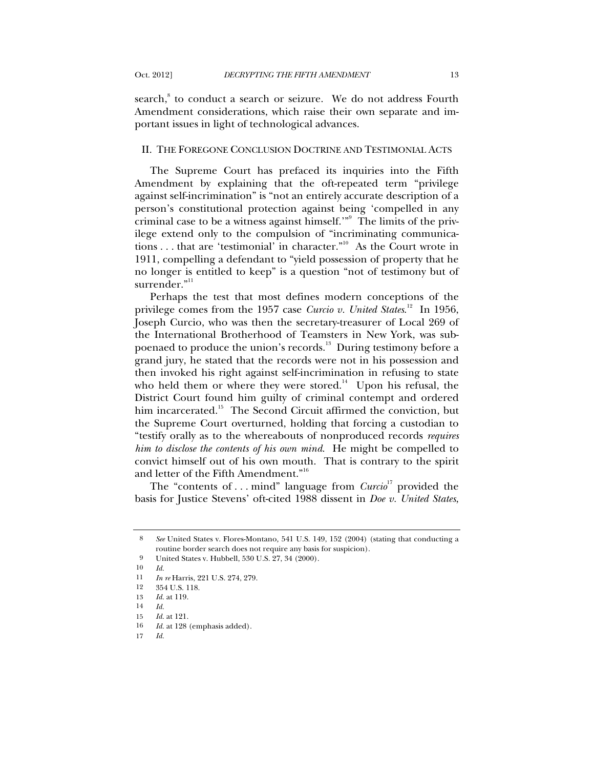search,[8] to conduct a search or seizure. We do not address Fourth Amendment considerations, which raise their own separate and important issues in light of technological advances.

## II. THE FOREGONE CONCLUSION DOCTRINE AND TESTIMONIAL ACTS

The Supreme Court has prefaced its inquiries into the Fifth Amendment by explaining that the oft-repeated term "privilege against self-incrimination" is "not an entirely accurate description of a person's constitutional protection against being 'compelled in any criminal case to be a witness against himself.'"[9] The limits of the privilege extend only to the compulsion of "incriminating communications . . . that are 'testimonial' in character."[10] As the Court wrote in 1911, compelling a defendant to "yield possession of property that he no longer is entitled to keep" is a question "not of testimony but of surrender."[11]

Perhaps the test that most defines modern conceptions of the privilege comes from the 1957 case *Curcio v. United States*.[12] In 1956, Joseph Curcio, who was then the secretary-treasurer of Local 269 of the International Brotherhood of Teamsters in New York, was subpoenaed to produce the union's records.[13] During testimony before a grand jury, he stated that the records were not in his possession and then invoked his right against self-incrimination in refusing to state who held them or where they were stored.[14] Upon his refusal, the District Court found him guilty of criminal contempt and ordered him incarcerated.[15] The Second Circuit affirmed the conviction, but the Supreme Court overturned, holding that forcing a custodian to "testify orally as to the whereabouts of nonproduced records *requires him to disclose the contents of his own mind*. He might be compelled to convict himself out of his own mouth. That is contrary to the spirit and letter of the Fifth Amendment."[16]

The "contents of . . . mind" language from *Curcio*[17] provided the basis for Justice Stevens' oft-cited 1988 dissent in *Doe v. United States*,

---

8 *See* United States v. Flores-Montano, 541 U.S. 149, 152 (2004) (stating that conducting a routine border search does not require any basis for suspicion).

9 United States v. Hubbell, 530 U.S. 27, 34 (2000).

10 *Id.*

11 *In re* Harris, 221 U.S. 274, 279.

12 354 U.S. 118.

13 *Id.* at 119.

14 *Id.*

15 *Id.* at 121.

16 *Id.* at 128 (emphasis added).

17 *Id.*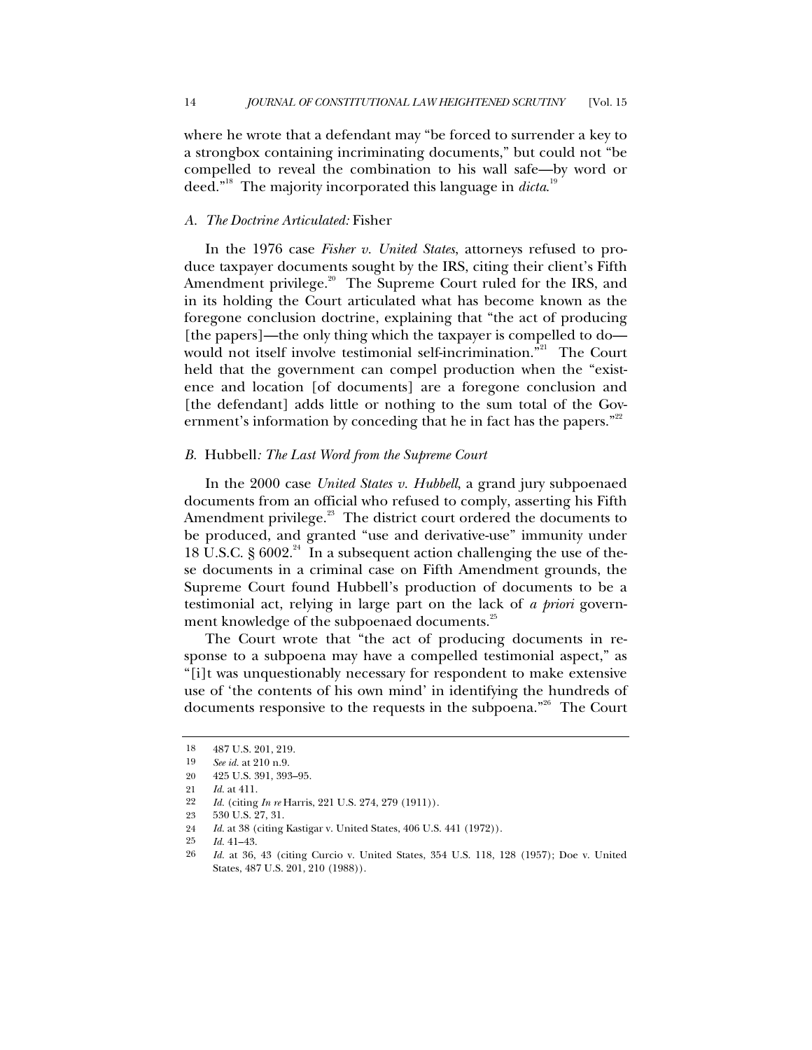where he wrote that a defendant may "be forced to surrender a key to a strongbox containing incriminating documents," but could not "be compelled to reveal the combination to his wall safe—by word or deed."[18] The majority incorporated this language in *dicta*.[19]

### *A. The Doctrine Articulated:* Fisher

In the 1976 case *Fisher v. United States*, attorneys refused to produce taxpayer documents sought by the IRS, citing their client's Fifth Amendment privilege.[20] The Supreme Court ruled for the IRS, and in its holding the Court articulated what has become known as the foregone conclusion doctrine, explaining that "the act of producing [the papers]—the only thing which the taxpayer is compelled to do—would not itself involve testimonial self-incrimination."[21] The Court held that the government can compel production when the "existence and location [of documents] are a foregone conclusion and [the defendant] adds little or nothing to the sum total of the Government's information by conceding that he in fact has the papers."[22]

### *B.* Hubbell*: The Last Word from the Supreme Court*

In the 2000 case *United States v. Hubbell*, a grand jury subpoenaed documents from an official who refused to comply, asserting his Fifth Amendment privilege.[23] The district court ordered the documents to be produced, and granted "use and derivative-use" immunity under 18 U.S.C. § 6002.[24] In a subsequent action challenging the use of these documents in a criminal case on Fifth Amendment grounds, the Supreme Court found Hubbell's production of documents to be a testimonial act, relying in large part on the lack of *a priori* government knowledge of the subpoenaed documents.[25]

The Court wrote that "the act of producing documents in response to a subpoena may have a compelled testimonial aspect," as "[i]t was unquestionably necessary for respondent to make extensive use of 'the contents of his own mind' in identifying the hundreds of documents responsive to the requests in the subpoena."[26] The Court

---

18 487 U.S. 201, 219.

19 *See id.* at 210 n.9.

20 425 U.S. 391, 393–95.

21 *Id.* at 411.

22 *Id.* (citing *In re* Harris, 221 U.S. 274, 279 (1911)).

23 530 U.S. 27, 31.

24 *Id.* at 38 (citing Kastigar v. United States, 406 U.S. 441 (1972)).

25 *Id.* 41–43.

26 *Id.* at 36, 43 (citing Curcio v. United States, 354 U.S. 118, 128 (1957); Doe v. United States, 487 U.S. 201, 210 (1988)).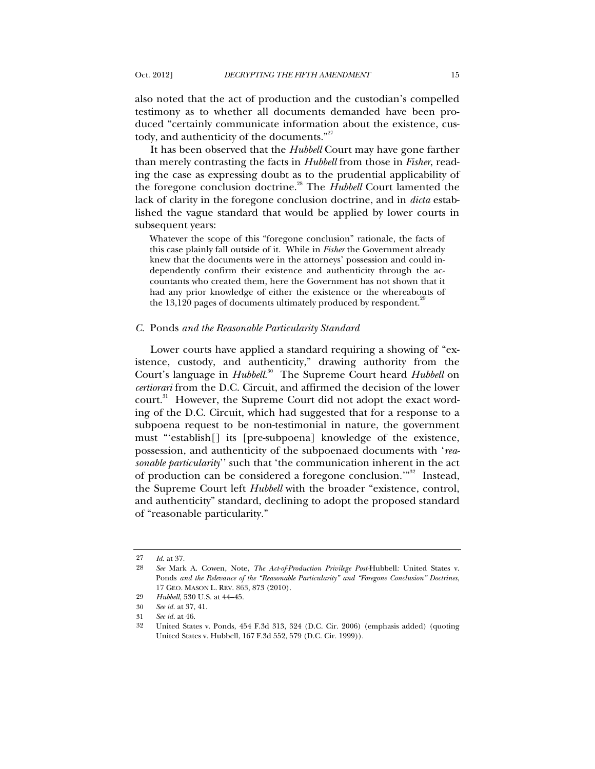also noted that the act of production and the custodian's compelled testimony as to whether all documents demanded have been produced "certainly communicate information about the existence, custody, and authenticity of the documents."[27]

It has been observed that the *Hubbell* Court may have gone farther than merely contrasting the facts in *Hubbell* from those in *Fisher*, reading the case as expressing doubt as to the prudential applicability of the foregone conclusion doctrine.[28] The *Hubbell* Court lamented the lack of clarity in the foregone conclusion doctrine, and in *dicta* established the vague standard that would be applied by lower courts in subsequent years:

> Whatever the scope of this "foregone conclusion" rationale, the facts of this case plainly fall outside of it. While in *Fisher* the Government already knew that the documents were in the attorneys' possession and could independently confirm their existence and authenticity through the accountants who created them, here the Government has not shown that it had any prior knowledge of either the existence or the whereabouts of the 13,120 pages of documents ultimately produced by respondent.[29]

### *C.* Ponds *and the Reasonable Particularity Standard*

Lower courts have applied a standard requiring a showing of "existence, custody, and authenticity," drawing authority from the Court's language in *Hubbell*.[30] The Supreme Court heard *Hubbell* on *certiorari* from the D.C. Circuit, and affirmed the decision of the lower court.[31] However, the Supreme Court did not adopt the exact wording of the D.C. Circuit, which had suggested that for a response to a subpoena request to be non-testimonial in nature, the government must "'establish[] its [pre-subpoena] knowledge of the existence, possession, and authenticity of the subpoenaed documents with '*reasonable particularity*'' such that 'the communication inherent in the act of production can be considered a foregone conclusion.'"[32] Instead, the Supreme Court left *Hubbell* with the broader "existence, control, and authenticity" standard, declining to adopt the proposed standard of "reasonable particularity."

---

27 *Id.* at 37.

28 *See* Mark A. Cowen, Note, *The Act-of-Production Privilege Post-*Hubbell*:* United States v. Ponds *and the Relevance of the "Reasonable Particularity" and "Foregone Conclusion" Doctrines*, 17 GEO. MASON L. REV. 863, 873 (2010).

29 *Hubbell*, 530 U.S. at 44–45.

30 *See id.* at 37, 41.

31 *See id.* at 46.

32 United States v. Ponds, 454 F.3d 313, 324 (D.C. Cir. 2006) (emphasis added) (quoting United States v. Hubbell, 167 F.3d 552, 579 (D.C. Cir. 1999)).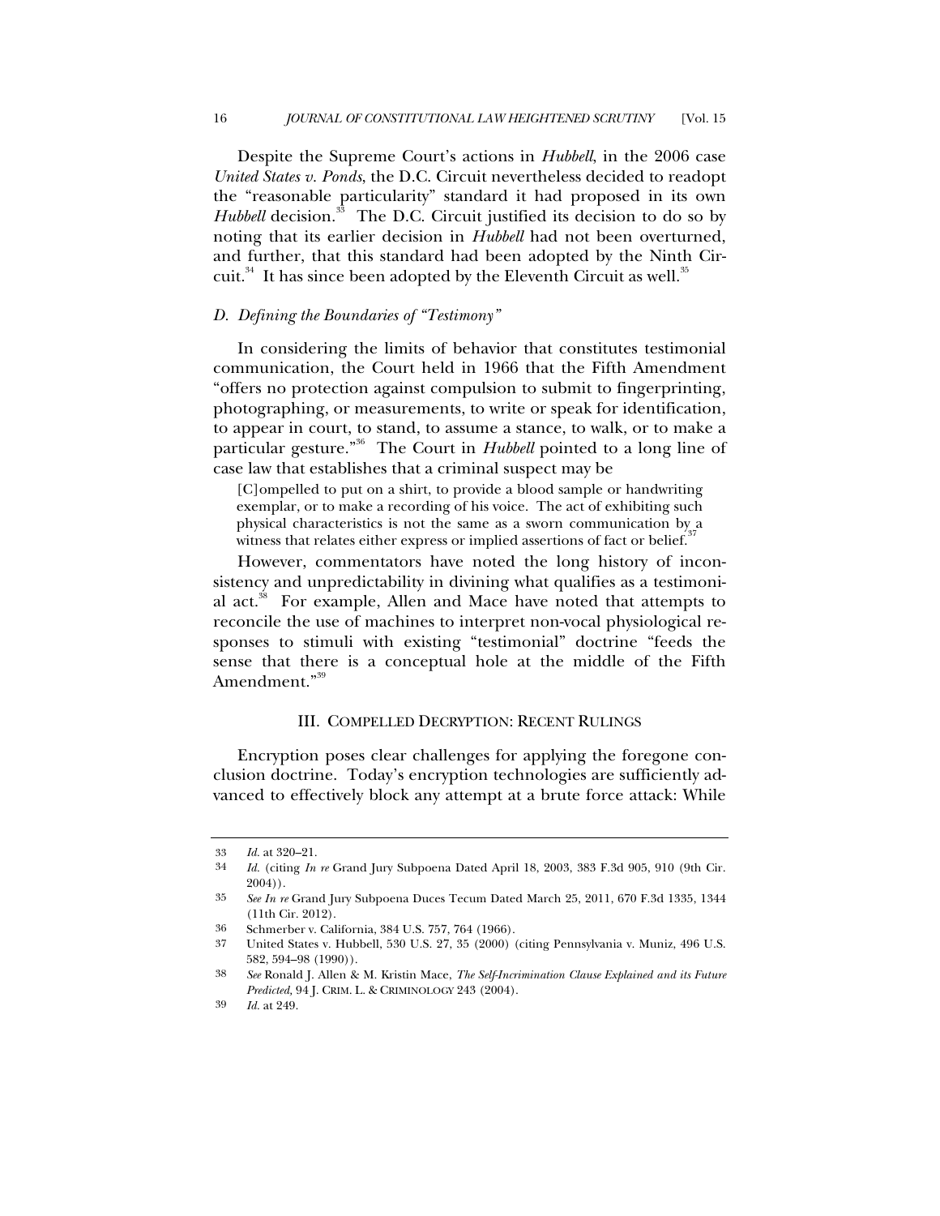Despite the Supreme Court's actions in *Hubbell*, in the 2006 case *United States v. Ponds*, the D.C. Circuit nevertheless decided to readopt the "reasonable particularity" standard it had proposed in its own *Hubbell* decision.[33] The D.C. Circuit justified its decision to do so by noting that its earlier decision in *Hubbell* had not been overturned, and further, that this standard had been adopted by the Ninth Circuit.[34] It has since been adopted by the Eleventh Circuit as well.[35]

### *D. Defining the Boundaries of "Testimony"*

In considering the limits of behavior that constitutes testimonial communication, the Court held in 1966 that the Fifth Amendment "offers no protection against compulsion to submit to fingerprinting, photographing, or measurements, to write or speak for identification, to appear in court, to stand, to assume a stance, to walk, or to make a particular gesture."[36] The Court in *Hubbell* pointed to a long line of case law that establishes that a criminal suspect may be

> [C]ompelled to put on a shirt, to provide a blood sample or handwriting exemplar, or to make a recording of his voice. The act of exhibiting such physical characteristics is not the same as a sworn communication by a witness that relates either express or implied assertions of fact or belief.[37]

However, commentators have noted the long history of inconsistency and unpredictability in divining what qualifies as a testimonial act.[38] For example, Allen and Mace have noted that attempts to reconcile the use of machines to interpret non-vocal physiological responses to stimuli with existing "testimonial" doctrine "feeds the sense that there is a conceptual hole at the middle of the Fifth Amendment."[39]

## III. COMPELLED DECRYPTION: RECENT RULINGS

Encryption poses clear challenges for applying the foregone conclusion doctrine. Today's encryption technologies are sufficiently advanced to effectively block any attempt at a brute force attack: While

---

33 *Id.* at 320–21.

34 *Id.* (citing *In re* Grand Jury Subpoena Dated April 18, 2003, 383 F.3d 905, 910 (9th Cir. 2004)).

35 *See In re* Grand Jury Subpoena Duces Tecum Dated March 25, 2011, 670 F.3d 1335, 1344 (11th Cir. 2012).

36 Schmerber v. California, 384 U.S. 757, 764 (1966).

37 United States v. Hubbell, 530 U.S. 27, 35 (2000) (citing Pennsylvania v. Muniz, 496 U.S. 582, 594–98 (1990)).

38 *See* Ronald J. Allen & M. Kristin Mace, *The Self-Incrimination Clause Explained and its Future Predicted*, 94 J. CRIM. L. & CRIMINOLOGY 243 (2004).

39 *Id.* at 249.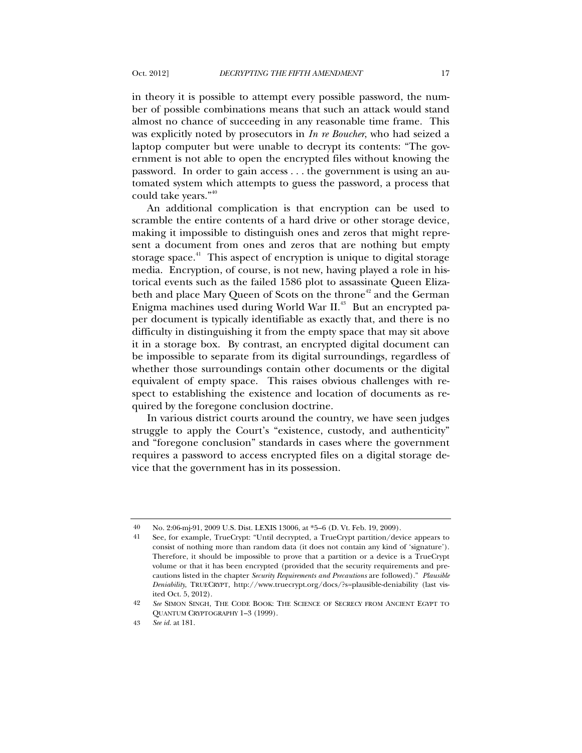in theory it is possible to attempt every possible password, the number of possible combinations means that such an attack would stand almost no chance of succeeding in any reasonable time frame. This was explicitly noted by prosecutors in *In re Boucher*, who had seized a laptop computer but were unable to decrypt its contents: "The government is not able to open the encrypted files without knowing the password. In order to gain access . . . the government is using an automated system which attempts to guess the password, a process that could take years."[40]

An additional complication is that encryption can be used to scramble the entire contents of a hard drive or other storage device, making it impossible to distinguish ones and zeros that might represent a document from ones and zeros that are nothing but empty storage space.[41] This aspect of encryption is unique to digital storage media. Encryption, of course, is not new, having played a role in historical events such as the failed 1586 plot to assassinate Queen Elizabeth and place Mary Queen of Scots on the throne[42] and the German Enigma machines used during World War II.[43] But an encrypted paper document is typically identifiable as exactly that, and there is no difficulty in distinguishing it from the empty space that may sit above it in a storage box. By contrast, an encrypted digital document can be impossible to separate from its digital surroundings, regardless of whether those surroundings contain other documents or the digital equivalent of empty space. This raises obvious challenges with respect to establishing the existence and location of documents as required by the foregone conclusion doctrine.

In various district courts around the country, we have seen judges struggle to apply the Court's "existence, custody, and authenticity" and "foregone conclusion" standards in cases where the government requires a password to access encrypted files on a digital storage device that the government has in its possession.

---

40 No. 2:06-mj-91, 2009 U.S. Dist. LEXIS 13006, at *5–6 (D. Vt. Feb. 19, 2009).

41 See, for example, TrueCrypt: "Until decrypted, a TrueCrypt partition/device appears to consist of nothing more than random data (it does not contain any kind of 'signature'). Therefore, it should be impossible to prove that a partition or a device is a TrueCrypt volume or that it has been encrypted (provided that the security requirements and precautions listed in the chapter *Security Requirements and Precautions* are followed)." *Plausible Deniability*, TRUECRYPT, http://www.truecrypt.org/docs/?s=plausible-deniability (last visited Oct. 5, 2012).

42 *See* SIMON SINGH, THE CODE BOOK: THE SCIENCE OF SECRECY FROM ANCIENT EGYPT TO QUANTUM CRYPTOGRAPHY 1–3 (1999).

43 *See id.* at 181.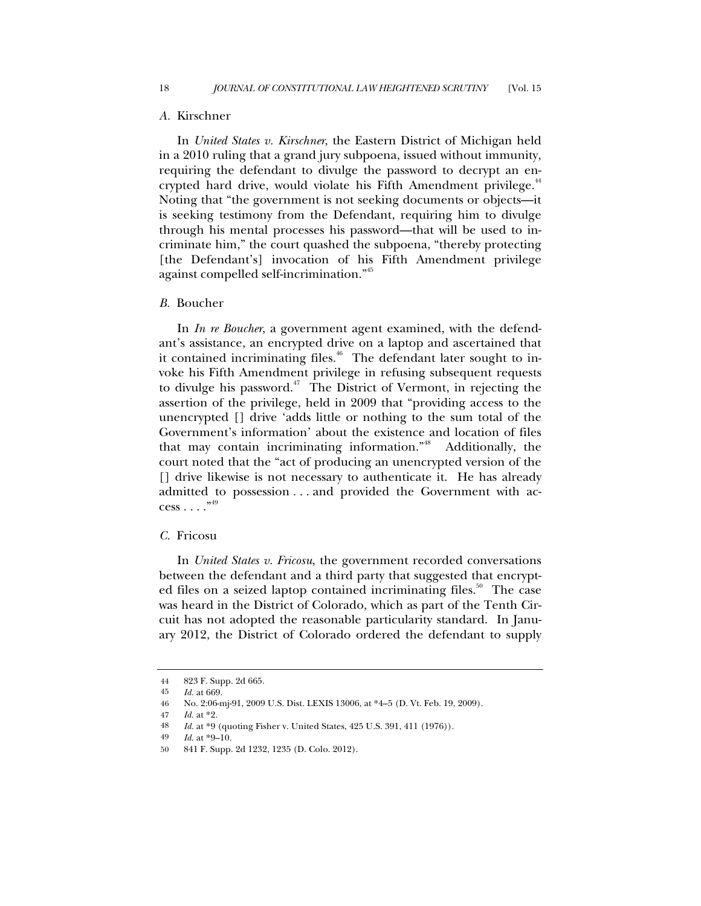### *A.* Kirschner

In *United States v. Kirschner*, the Eastern District of Michigan held in a 2010 ruling that a grand jury subpoena, issued without immunity, requiring the defendant to divulge the password to decrypt an encrypted hard drive, would violate his Fifth Amendment privilege.[44] Noting that "the government is not seeking documents or objects—it is seeking testimony from the Defendant, requiring him to divulge through his mental processes his password—that will be used to incriminate him," the court quashed the subpoena, "thereby protecting [the Defendant's] invocation of his Fifth Amendment privilege against compelled self-incrimination."[45]

### *B.* Boucher

In *In re Boucher*, a government agent examined, with the defendant's assistance, an encrypted drive on a laptop and ascertained that it contained incriminating files.[46] The defendant later sought to invoke his Fifth Amendment privilege in refusing subsequent requests to divulge his password.[47] The District of Vermont, in rejecting the assertion of the privilege, held in 2009 that "providing access to the unencrypted [] drive 'adds little or nothing to the sum total of the Government's information' about the existence and location of files that may contain incriminating information."[48] Additionally, the court noted that the "act of producing an unencrypted version of the [] drive likewise is not necessary to authenticate it. He has already admitted to possession . . . and provided the Government with access . . . ."[49]

### *C.* Fricosu

In *United States v. Fricosu*, the government recorded conversations between the defendant and a third party that suggested that encrypted files on a seized laptop contained incriminating files.[50] The case was heard in the District of Colorado, which as part of the Tenth Circuit has not adopted the reasonable particularity standard. In January 2012, the District of Colorado ordered the defendant to supply

---

44 823 F. Supp. 2d 665.

45 *Id.* at 669.

46 No. 2:06-mj-91, 2009 U.S. Dist. LEXIS 13006, at *4–5 (D. Vt. Feb. 19, 2009).

47 *Id.* at *2.

48 *Id.* at *9 (quoting Fisher v. United States, 425 U.S. 391, 411 (1976)).

49 *Id.* at *9–10.

50 841 F. Supp. 2d 1232, 1235 (D. Colo. 2012).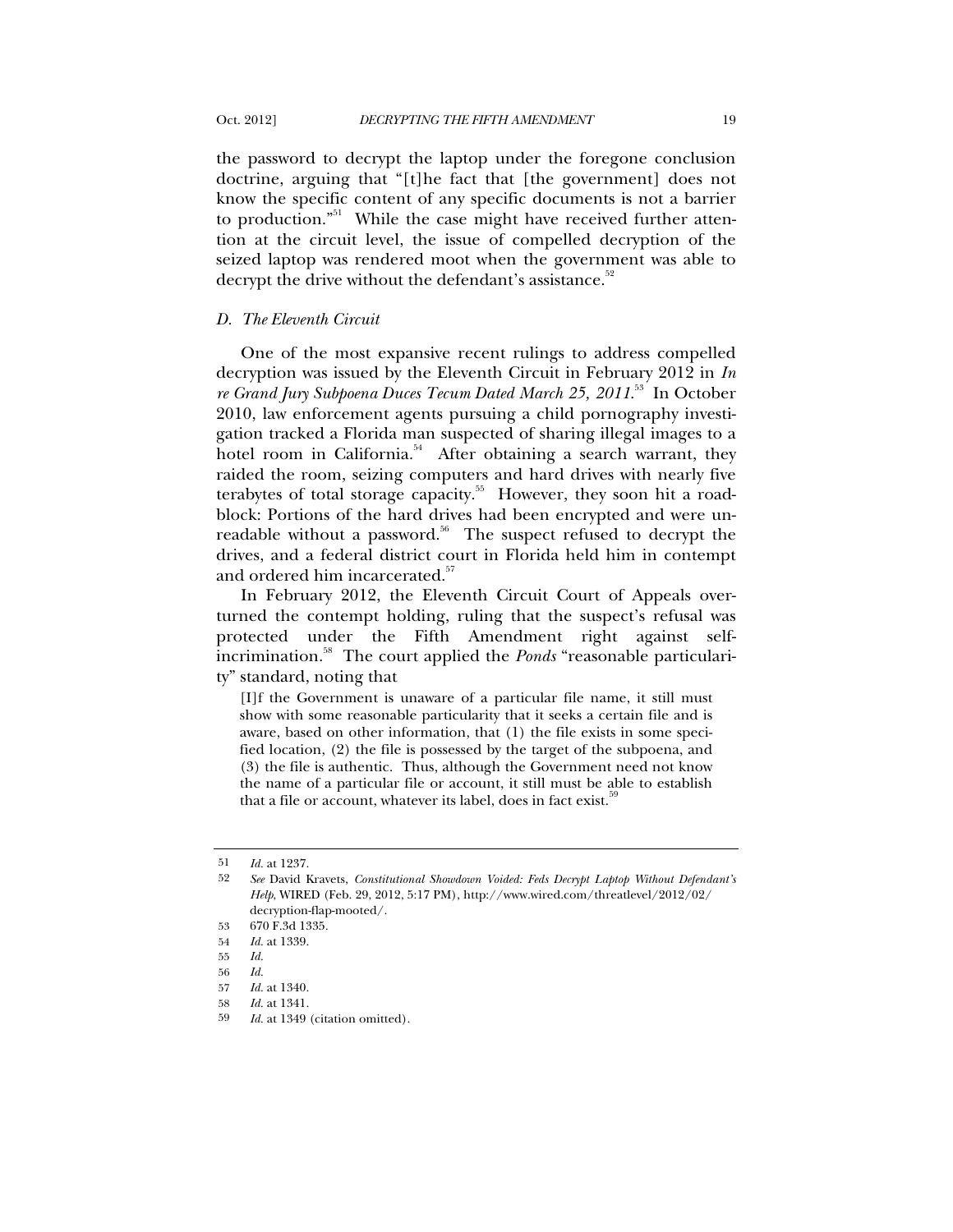the password to decrypt the laptop under the foregone conclusion doctrine, arguing that "[t]he fact that [the government] does not know the specific content of any specific documents is not a barrier to production."[51] While the case might have received further attention at the circuit level, the issue of compelled decryption of the seized laptop was rendered moot when the government was able to decrypt the drive without the defendant's assistance.[52]

### *D. The Eleventh Circuit*

One of the most expansive recent rulings to address compelled decryption was issued by the Eleventh Circuit in February 2012 in *In re Grand Jury Subpoena Duces Tecum Dated March 25, 2011*.[53] In October 2010, law enforcement agents pursuing a child pornography investigation tracked a Florida man suspected of sharing illegal images to a hotel room in California.[54] After obtaining a search warrant, they raided the room, seizing computers and hard drives with nearly five terabytes of total storage capacity.[55] However, they soon hit a roadblock: Portions of the hard drives had been encrypted and were unreadable without a password.[56] The suspect refused to decrypt the drives, and a federal district court in Florida held him in contempt and ordered him incarcerated.[57]

In February 2012, the Eleventh Circuit Court of Appeals overturned the contempt holding, ruling that the suspect's refusal was protected under the Fifth Amendment right against self-incrimination.[58] The court applied the *Ponds* "reasonable particularity" standard, noting that

> [I]f the Government is unaware of a particular file name, it still must show with some reasonable particularity that it seeks a certain file and is aware, based on other information, that (1) the file exists in some specified location, (2) the file is possessed by the target of the subpoena, and (3) the file is authentic. Thus, although the Government need not know the name of a particular file or account, it still must be able to establish that a file or account, whatever its label, does in fact exist.[59]

---

51 *Id.* at 1237.

52 *See* David Kravets, *Constitutional Showdown Voided: Feds Decrypt Laptop Without Defendant's Help*, WIRED (Feb. 29, 2012, 5:17 PM), http://www.wired.com/threatlevel/2012/02/decryption-flap-mooted/.

53 670 F.3d 1335.

54 *Id.* at 1339.

55 *Id.*

56 *Id.*

57 *Id.* at 1340.

58 *Id.* at 1341.

59 *Id.* at 1349 (citation omitted).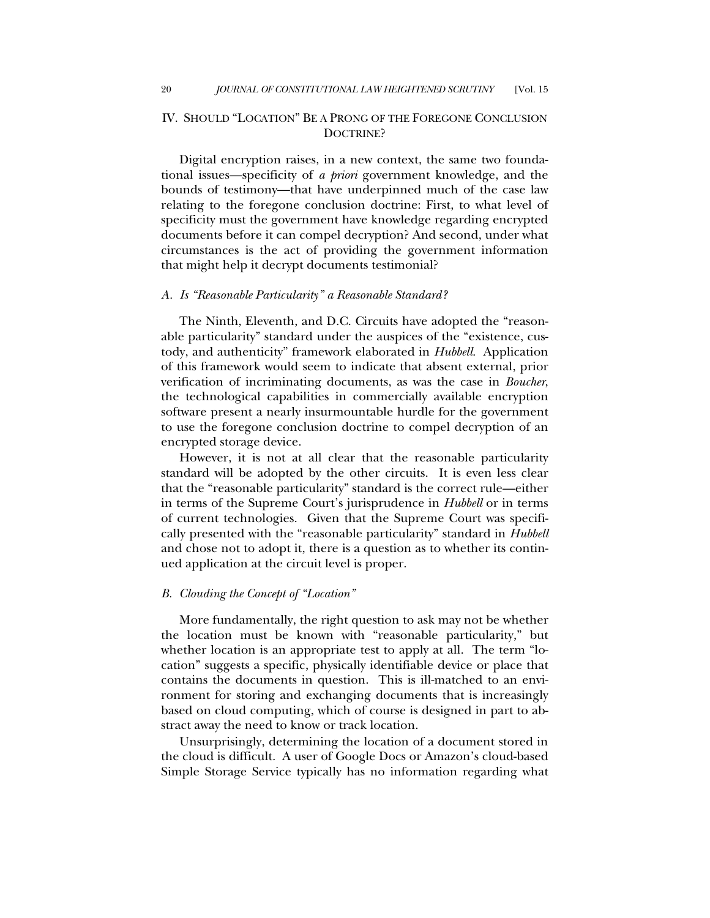## IV. SHOULD "LOCATION" BE A PRONG OF THE FOREGONE CONCLUSION DOCTRINE?

Digital encryption raises, in a new context, the same two foundational issues—specificity of *a priori* government knowledge, and the bounds of testimony—that have underpinned much of the case law relating to the foregone conclusion doctrine: First, to what level of specificity must the government have knowledge regarding encrypted documents before it can compel decryption? And second, under what circumstances is the act of providing the government information that might help it decrypt documents testimonial?

### *A. Is "Reasonable Particularity" a Reasonable Standard?*

The Ninth, Eleventh, and D.C. Circuits have adopted the "reasonable particularity" standard under the auspices of the "existence, custody, and authenticity" framework elaborated in *Hubbell*. Application of this framework would seem to indicate that absent external, prior verification of incriminating documents, as was the case in *Boucher*, the technological capabilities in commercially available encryption software present a nearly insurmountable hurdle for the government to use the foregone conclusion doctrine to compel decryption of an encrypted storage device.

However, it is not at all clear that the reasonable particularity standard will be adopted by the other circuits. It is even less clear that the "reasonable particularity" standard is the correct rule—either in terms of the Supreme Court's jurisprudence in *Hubbell* or in terms of current technologies. Given that the Supreme Court was specifically presented with the "reasonable particularity" standard in *Hubbell* and chose not to adopt it, there is a question as to whether its continued application at the circuit level is proper.

### *B. Clouding the Concept of "Location"*

More fundamentally, the right question to ask may not be whether the location must be known with "reasonable particularity," but whether location is an appropriate test to apply at all. The term "location" suggests a specific, physically identifiable device or place that contains the documents in question. This is ill-matched to an environment for storing and exchanging documents that is increasingly based on cloud computing, which of course is designed in part to abstract away the need to know or track location.

Unsurprisingly, determining the location of a document stored in the cloud is difficult. A user of Google Docs or Amazon's cloud-based Simple Storage Service typically has no information regarding what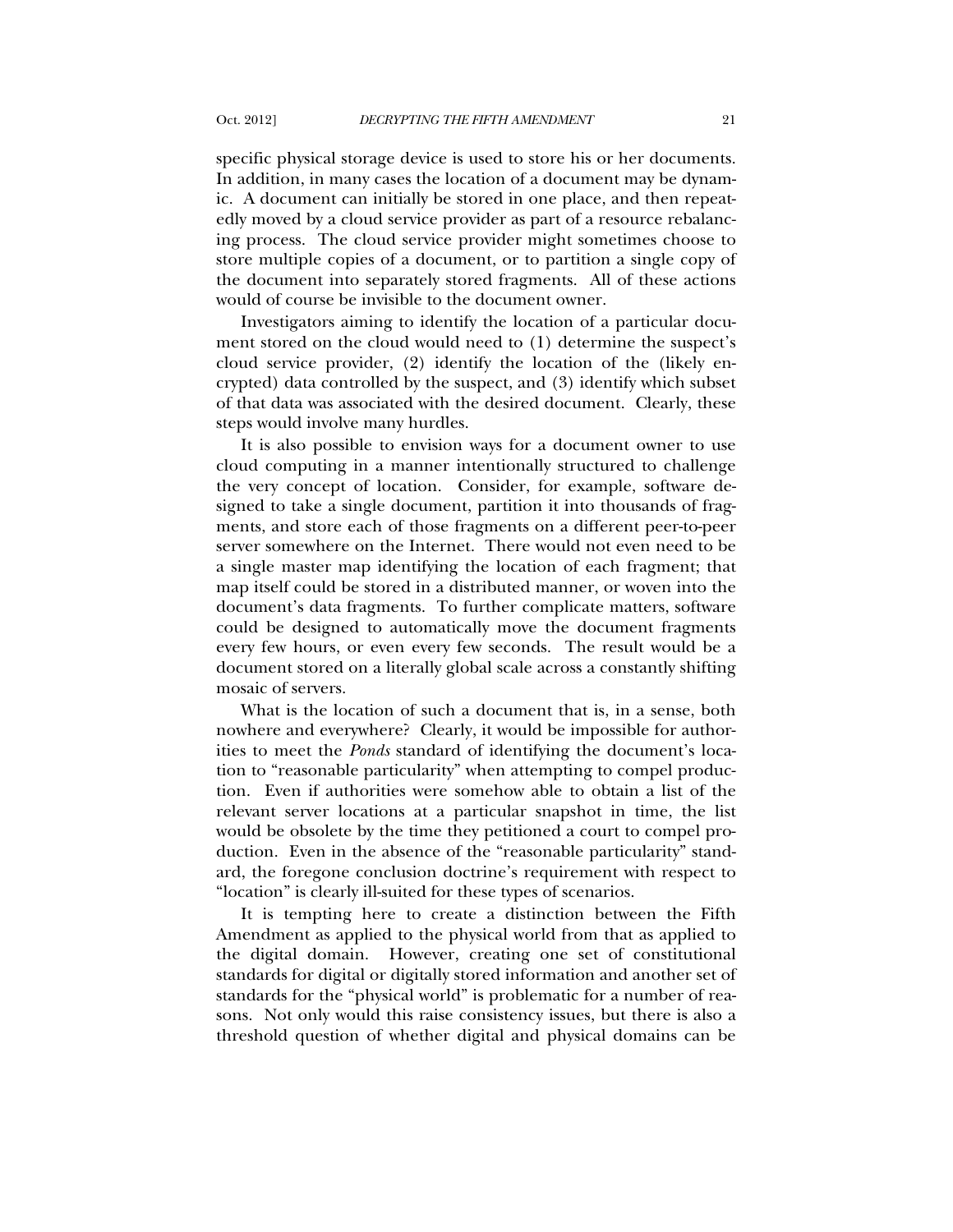specific physical storage device is used to store his or her documents. In addition, in many cases the location of a document may be dynamic. A document can initially be stored in one place, and then repeatedly moved by a cloud service provider as part of a resource rebalancing process. The cloud service provider might sometimes choose to store multiple copies of a document, or to partition a single copy of the document into separately stored fragments. All of these actions would of course be invisible to the document owner.

Investigators aiming to identify the location of a particular document stored on the cloud would need to (1) determine the suspect's cloud service provider, (2) identify the location of the (likely encrypted) data controlled by the suspect, and (3) identify which subset of that data was associated with the desired document. Clearly, these steps would involve many hurdles.

It is also possible to envision ways for a document owner to use cloud computing in a manner intentionally structured to challenge the very concept of location. Consider, for example, software designed to take a single document, partition it into thousands of fragments, and store each of those fragments on a different peer-to-peer server somewhere on the Internet. There would not even need to be a single master map identifying the location of each fragment; that map itself could be stored in a distributed manner, or woven into the document's data fragments. To further complicate matters, software could be designed to automatically move the document fragments every few hours, or even every few seconds. The result would be a document stored on a literally global scale across a constantly shifting mosaic of servers.

What is the location of such a document that is, in a sense, both nowhere and everywhere? Clearly, it would be impossible for authorities to meet the *Ponds* standard of identifying the document's location to "reasonable particularity" when attempting to compel production. Even if authorities were somehow able to obtain a list of the relevant server locations at a particular snapshot in time, the list would be obsolete by the time they petitioned a court to compel production. Even in the absence of the "reasonable particularity" standard, the foregone conclusion doctrine's requirement with respect to "location" is clearly ill-suited for these types of scenarios.

It is tempting here to create a distinction between the Fifth Amendment as applied to the physical world from that as applied to the digital domain. However, creating one set of constitutional standards for digital or digitally stored information and another set of standards for the "physical world" is problematic for a number of reasons. Not only would this raise consistency issues, but there is also a threshold question of whether digital and physical domains can be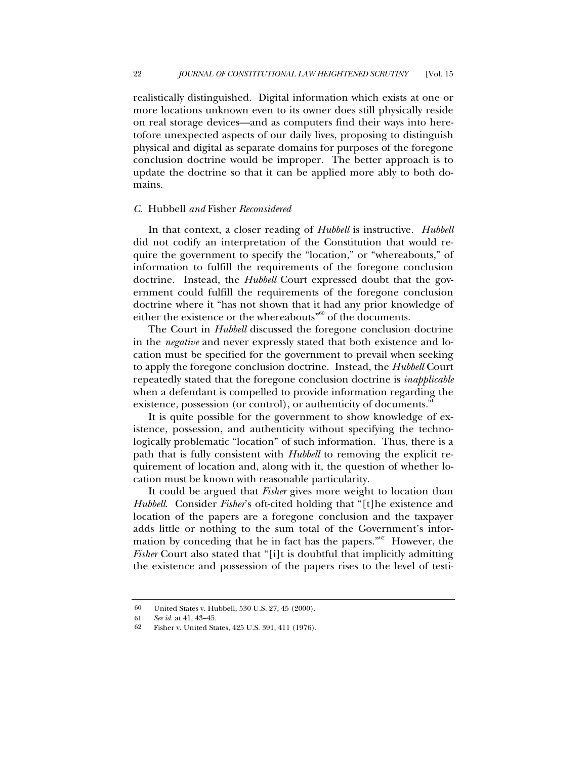realistically distinguished. Digital information which exists at one or more locations unknown even to its owner does still physically reside on real storage devices—and as computers find their ways into heretofore unexpected aspects of our daily lives, proposing to distinguish physical and digital as separate domains for purposes of the foregone conclusion doctrine would be improper. The better approach is to update the doctrine so that it can be applied more ably to both domains.

### *C.* Hubbell *and* Fisher *Reconsidered*

In that context, a closer reading of *Hubbell* is instructive. *Hubbell* did not codify an interpretation of the Constitution that would require the government to specify the "location," or "whereabouts," of information to fulfill the requirements of the foregone conclusion doctrine. Instead, the *Hubbell* Court expressed doubt that the government could fulfill the requirements of the foregone conclusion doctrine where it "has not shown that it had any prior knowledge of either the existence or the whereabouts"[60] of the documents.

The Court in *Hubbell* discussed the foregone conclusion doctrine in the *negative* and never expressly stated that both existence and location must be specified for the government to prevail when seeking to apply the foregone conclusion doctrine. Instead, the *Hubbell* Court repeatedly stated that the foregone conclusion doctrine is *inapplicable* when a defendant is compelled to provide information regarding the existence, possession (or control), or authenticity of documents.[61]

It is quite possible for the government to show knowledge of existence, possession, and authenticity without specifying the technologically problematic "location" of such information. Thus, there is a path that is fully consistent with *Hubbell* to removing the explicit requirement of location and, along with it, the question of whether location must be known with reasonable particularity.

It could be argued that *Fisher* gives more weight to location than *Hubbell*. Consider *Fisher*'s oft-cited holding that "[t]he existence and location of the papers are a foregone conclusion and the taxpayer adds little or nothing to the sum total of the Government's information by conceding that he in fact has the papers."[62] However, the *Fisher* Court also stated that "[i]t is doubtful that implicitly admitting the existence and possession of the papers rises to the level of testi-

---

60 United States v. Hubbell, 530 U.S. 27, 45 (2000).

61 *See id.* at 41, 43–45.

62 Fisher v. United States, 425 U.S. 391, 411 (1976).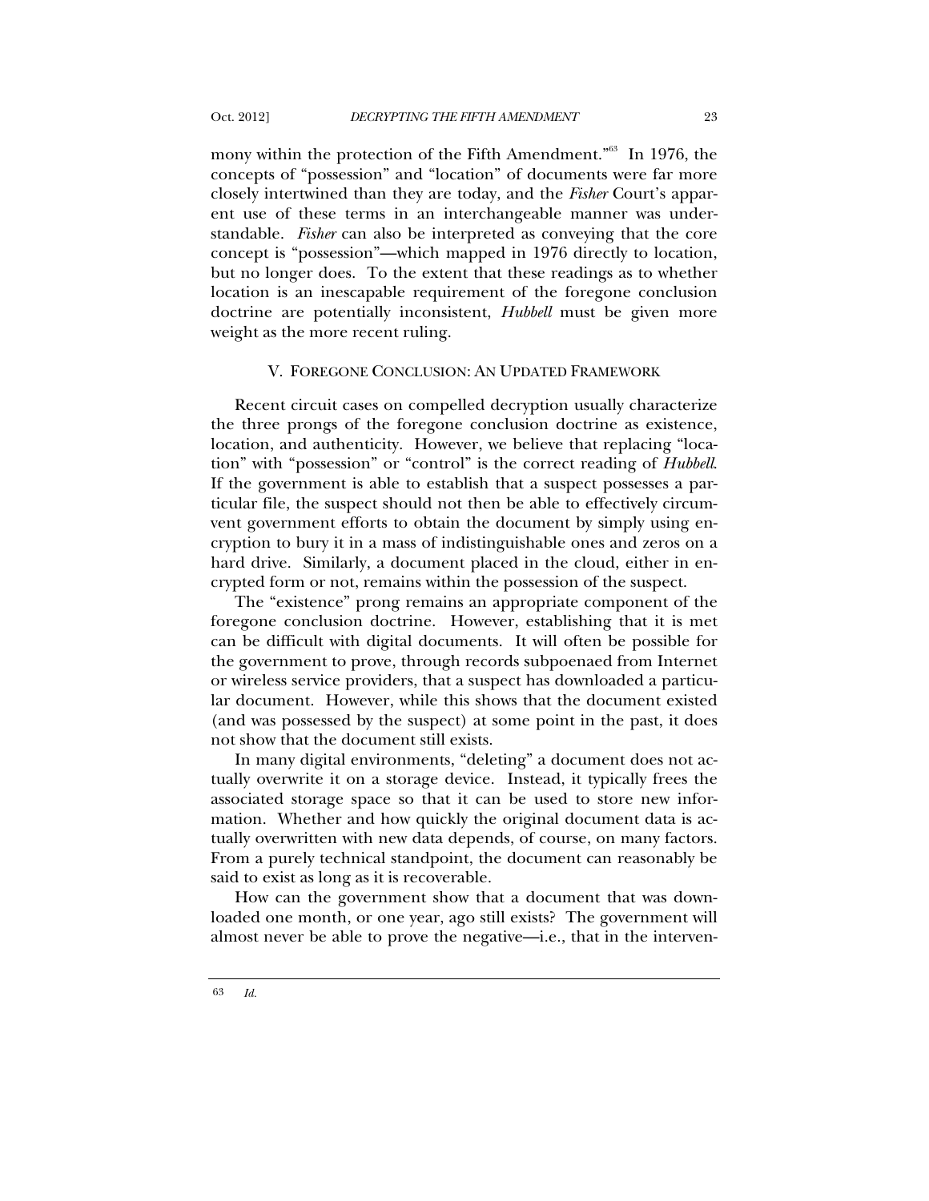mony within the protection of the Fifth Amendment."[63] In 1976, the concepts of "possession" and "location" of documents were far more closely intertwined than they are today, and the *Fisher* Court's apparent use of these terms in an interchangeable manner was understandable. *Fisher* can also be interpreted as conveying that the core concept is "possession"—which mapped in 1976 directly to location, but no longer does. To the extent that these readings as to whether location is an inescapable requirement of the foregone conclusion doctrine are potentially inconsistent, *Hubbell* must be given more weight as the more recent ruling.

## V. FOREGONE CONCLUSION: AN UPDATED FRAMEWORK

Recent circuit cases on compelled decryption usually characterize the three prongs of the foregone conclusion doctrine as existence, location, and authenticity. However, we believe that replacing "location" with "possession" or "control" is the correct reading of *Hubbell*. If the government is able to establish that a suspect possesses a particular file, the suspect should not then be able to effectively circumvent government efforts to obtain the document by simply using encryption to bury it in a mass of indistinguishable ones and zeros on a hard drive. Similarly, a document placed in the cloud, either in encrypted form or not, remains within the possession of the suspect.

The "existence" prong remains an appropriate component of the foregone conclusion doctrine. However, establishing that it is met can be difficult with digital documents. It will often be possible for the government to prove, through records subpoenaed from Internet or wireless service providers, that a suspect has downloaded a particular document. However, while this shows that the document existed (and was possessed by the suspect) at some point in the past, it does not show that the document still exists.

In many digital environments, "deleting" a document does not actually overwrite it on a storage device. Instead, it typically frees the associated storage space so that it can be used to store new information. Whether and how quickly the original document data is actually overwritten with new data depends, of course, on many factors. From a purely technical standpoint, the document can reasonably be said to exist as long as it is recoverable.

How can the government show that a document that was downloaded one month, or one year, ago still exists? The government will almost never be able to prove the negative—i.e., that in the interven-

[63] *Id.*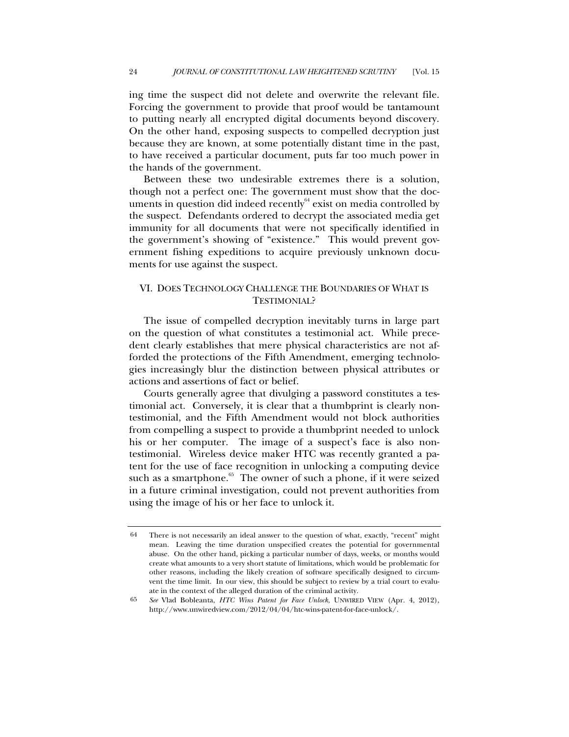ing time the suspect did not delete and overwrite the relevant file. Forcing the government to provide that proof would be tantamount to putting nearly all encrypted digital documents beyond discovery. On the other hand, exposing suspects to compelled decryption just because they are known, at some potentially distant time in the past, to have received a particular document, puts far too much power in the hands of the government.

Between these two undesirable extremes there is a solution, though not a perfect one: The government must show that the documents in question did indeed recently[64] exist on media controlled by the suspect. Defendants ordered to decrypt the associated media get immunity for all documents that were not specifically identified in the government's showing of "existence." This would prevent government fishing expeditions to acquire previously unknown documents for use against the suspect.

## VI. DOES TECHNOLOGY CHALLENGE THE BOUNDARIES OF WHAT IS TESTIMONIAL?

The issue of compelled decryption inevitably turns in large part on the question of what constitutes a testimonial act. While precedent clearly establishes that mere physical characteristics are not afforded the protections of the Fifth Amendment, emerging technologies increasingly blur the distinction between physical attributes or actions and assertions of fact or belief.

Courts generally agree that divulging a password constitutes a testimonial act. Conversely, it is clear that a thumbprint is clearly non-testimonial, and the Fifth Amendment would not block authorities from compelling a suspect to provide a thumbprint needed to unlock his or her computer. The image of a suspect's face is also non-testimonial. Wireless device maker HTC was recently granted a patent for the use of face recognition in unlocking a computing device such as a smartphone.[65] The owner of such a phone, if it were seized in a future criminal investigation, could not prevent authorities from using the image of his or her face to unlock it.

---

64 There is not necessarily an ideal answer to the question of what, exactly, "recent" might mean. Leaving the time duration unspecified creates the potential for governmental abuse. On the other hand, picking a particular number of days, weeks, or months would create what amounts to a very short statute of limitations, which would be problematic for other reasons, including the likely creation of software specifically designed to circumvent the time limit. In our view, this should be subject to review by a trial court to evaluate in the context of the alleged duration of the criminal activity.

65 *See* Vlad Bobleanta, *HTC Wins Patent for Face Unlock*, UNWIRED VIEW (Apr. 4, 2012), http://www.unwiredview.com/2012/04/04/htc-wins-patent-for-face-unlock/.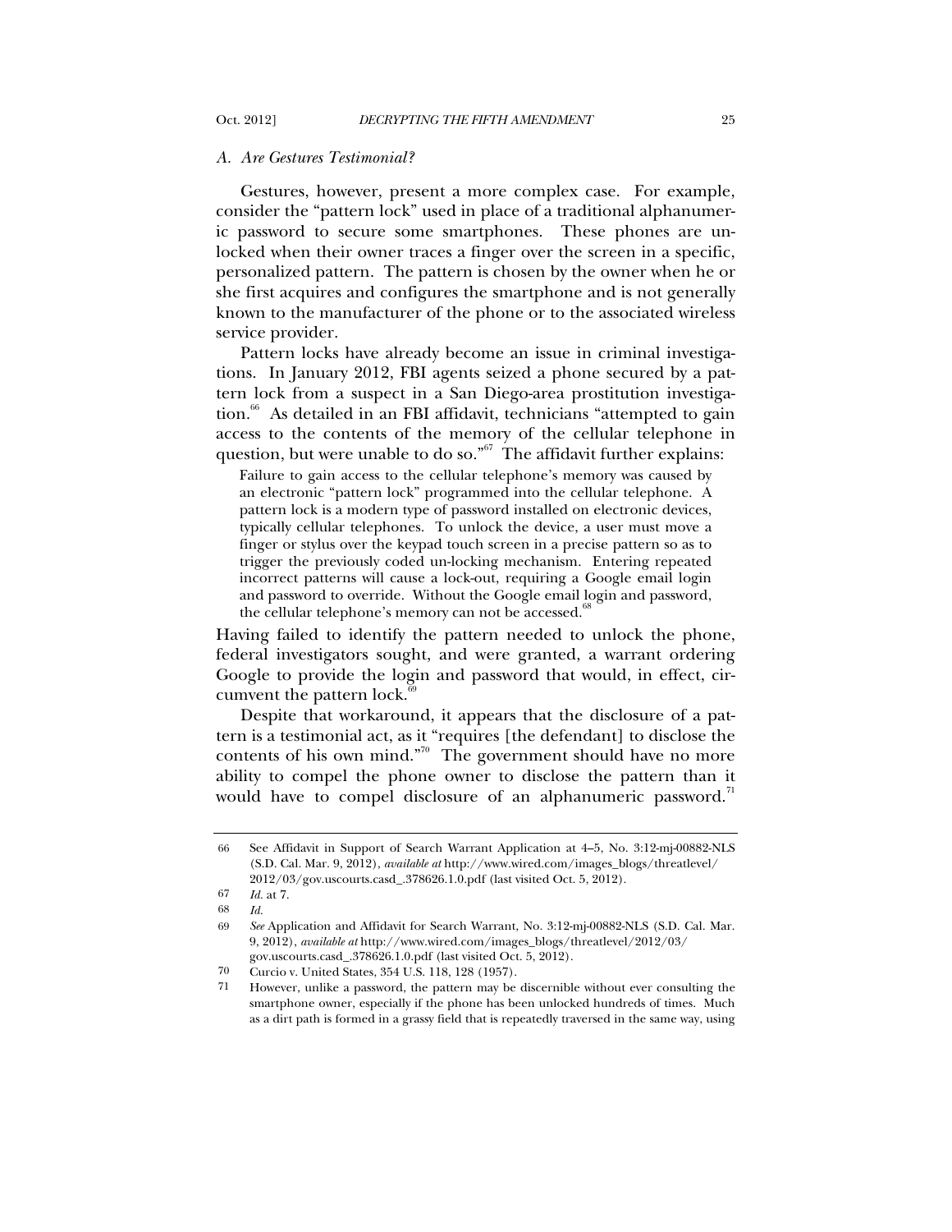### *A. Are Gestures Testimonial?*

Gestures, however, present a more complex case. For example, consider the "pattern lock" used in place of a traditional alphanumeric password to secure some smartphones. These phones are unlocked when their owner traces a finger over the screen in a specific, personalized pattern. The pattern is chosen by the owner when he or she first acquires and configures the smartphone and is not generally known to the manufacturer of the phone or to the associated wireless service provider.

Pattern locks have already become an issue in criminal investigations. In January 2012, FBI agents seized a phone secured by a pattern lock from a suspect in a San Diego-area prostitution investigation.[66] As detailed in an FBI affidavit, technicians "attempted to gain access to the contents of the memory of the cellular telephone in question, but were unable to do so."[67] The affidavit further explains:

> Failure to gain access to the cellular telephone's memory was caused by an electronic "pattern lock" programmed into the cellular telephone. A pattern lock is a modern type of password installed on electronic devices, typically cellular telephones. To unlock the device, a user must move a finger or stylus over the keypad touch screen in a precise pattern so as to trigger the previously coded un-locking mechanism. Entering repeated incorrect patterns will cause a lock-out, requiring a Google email login and password to override. Without the Google email login and password, the cellular telephone's memory can not be accessed.[68]

Having failed to identify the pattern needed to unlock the phone, federal investigators sought, and were granted, a warrant ordering Google to provide the login and password that would, in effect, circumvent the pattern lock.[69]

Despite that workaround, it appears that the disclosure of a pattern is a testimonial act, as it "requires [the defendant] to disclose the contents of his own mind."[70] The government should have no more ability to compel the phone owner to disclose the pattern than it would have to compel disclosure of an alphanumeric password.[71]

---

66 See Affidavit in Support of Search Warrant Application at 4–5, No. 3:12-mj-00882-NLS (S.D. Cal. Mar. 9, 2012), *available at* http://www.wired.com/images_blogs/threatlevel/2012/03/gov.uscourts.casd_.378626.1.0.pdf (last visited Oct. 5, 2012).

67 *Id.* at 7.

68 *Id.*

69 *See* Application and Affidavit for Search Warrant, No. 3:12-mj-00882-NLS (S.D. Cal. Mar. 9, 2012), *available at* http://www.wired.com/images_blogs/threatlevel/2012/03/gov.uscourts.casd_.378626.1.0.pdf (last visited Oct. 5, 2012).

70 Curcio v. United States, 354 U.S. 118, 128 (1957).

71 However, unlike a password, the pattern may be discernible without ever consulting the smartphone owner, especially if the phone has been unlocked hundreds of times. Much as a dirt path is formed in a grassy field that is repeatedly traversed in the same way, using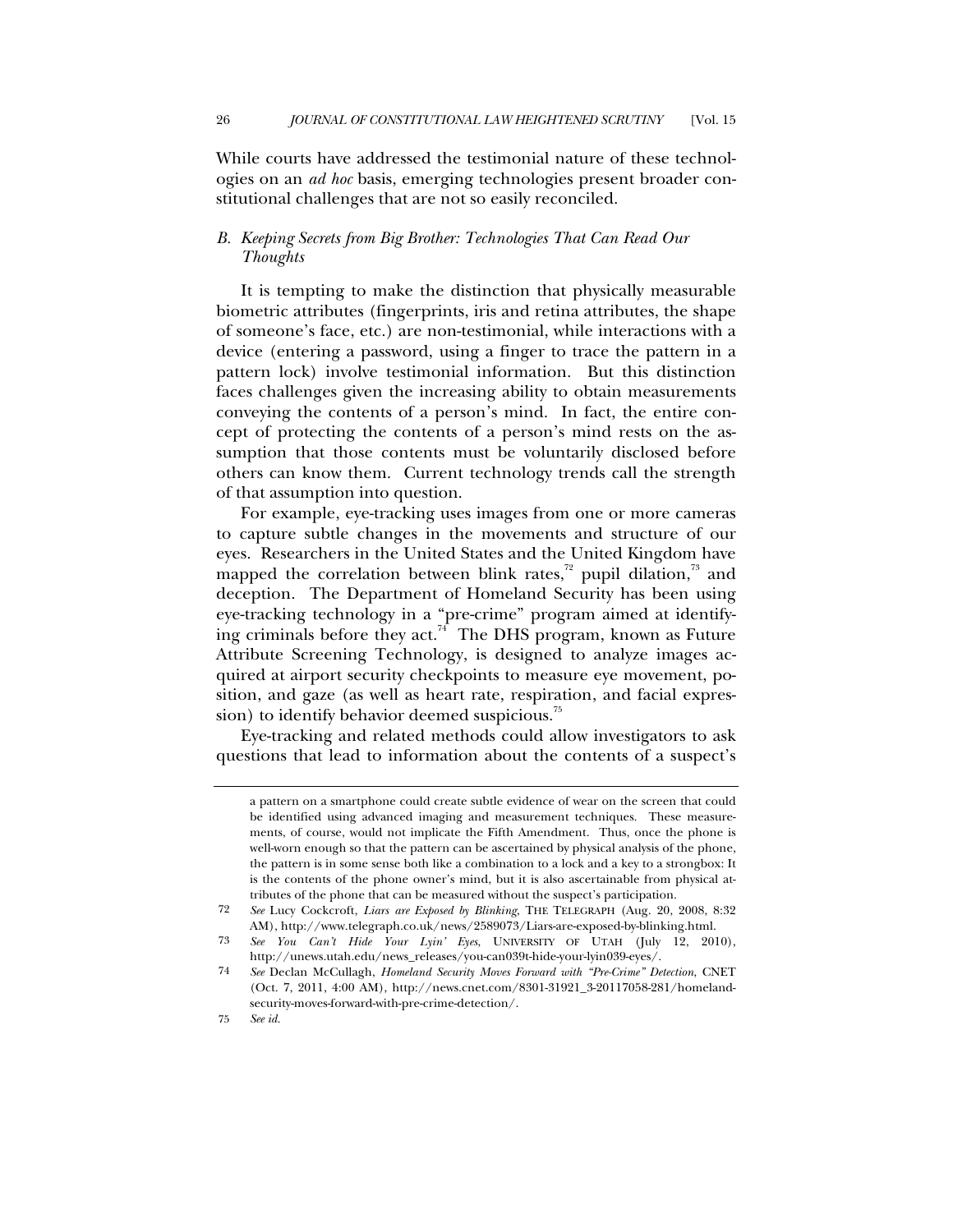While courts have addressed the testimonial nature of these technologies on an *ad hoc* basis, emerging technologies present broader constitutional challenges that are not so easily reconciled.

### *B. Keeping Secrets from Big Brother: Technologies That Can Read Our Thoughts*

It is tempting to make the distinction that physically measurable biometric attributes (fingerprints, iris and retina attributes, the shape of someone's face, etc.) are non-testimonial, while interactions with a device (entering a password, using a finger to trace the pattern in a pattern lock) involve testimonial information. But this distinction faces challenges given the increasing ability to obtain measurements conveying the contents of a person's mind. In fact, the entire concept of protecting the contents of a person's mind rests on the assumption that those contents must be voluntarily disclosed before others can know them. Current technology trends call the strength of that assumption into question.

For example, eye-tracking uses images from one or more cameras to capture subtle changes in the movements and structure of our eyes. Researchers in the United States and the United Kingdom have mapped the correlation between blink rates,[72] pupil dilation,[73] and deception. The Department of Homeland Security has been using eye-tracking technology in a "pre-crime" program aimed at identifying criminals before they act.[74] The DHS program, known as Future Attribute Screening Technology, is designed to analyze images acquired at airport security checkpoints to measure eye movement, position, and gaze (as well as heart rate, respiration, and facial expression) to identify behavior deemed suspicious.[75]

Eye-tracking and related methods could allow investigators to ask questions that lead to information about the contents of a suspect's

---

a pattern on a smartphone could create subtle evidence of wear on the screen that could be identified using advanced imaging and measurement techniques. These measurements, of course, would not implicate the Fifth Amendment. Thus, once the phone is well-worn enough so that the pattern can be ascertained by physical analysis of the phone, the pattern is in some sense both like a combination to a lock and a key to a strongbox: It is the contents of the phone owner's mind, but it is also ascertainable from physical attributes of the phone that can be measured without the suspect's participation.

72 *See* Lucy Cockcroft, *Liars are Exposed by Blinking*, THE TELEGRAPH (Aug. 20, 2008, 8:32 AM), http://www.telegraph.co.uk/news/2589073/Liars-are-exposed-by-blinking.html.

73 *See You Can't Hide Your Lyin' Eyes*, UNIVERSITY OF UTAH (July 12, 2010), http://unews.utah.edu/news_releases/you-can039t-hide-your-lyin039-eyes/.

74 *See* Declan McCullagh, *Homeland Security Moves Forward with "Pre-Crime" Detection*, CNET (Oct. 7, 2011, 4:00 AM), http://news.cnet.com/8301-31921_3-20117058-281/homeland-security-moves-forward-with-pre-crime-detection/.

75 *See id.*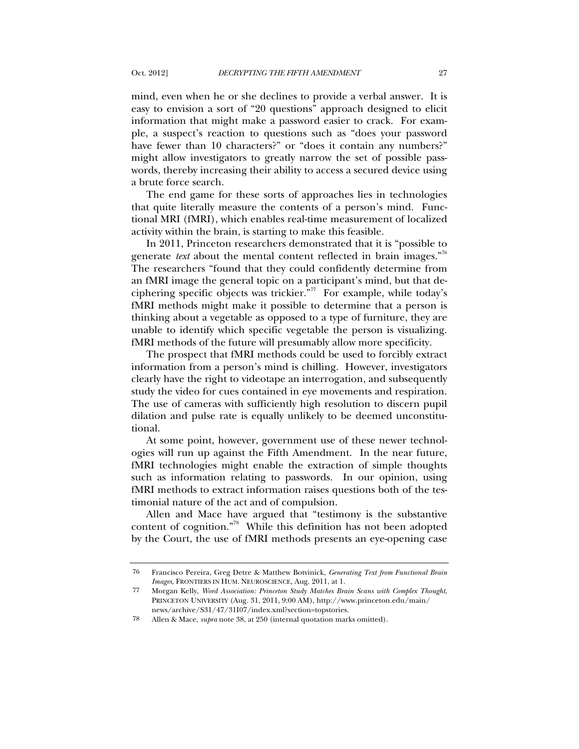mind, even when he or she declines to provide a verbal answer. It is easy to envision a sort of "20 questions" approach designed to elicit information that might make a password easier to crack. For example, a suspect's reaction to questions such as "does your password have fewer than 10 characters?" or "does it contain any numbers?" might allow investigators to greatly narrow the set of possible passwords, thereby increasing their ability to access a secured device using a brute force search.

The end game for these sorts of approaches lies in technologies that quite literally measure the contents of a person's mind. Functional MRI (fMRI), which enables real-time measurement of localized activity within the brain, is starting to make this feasible.

In 2011, Princeton researchers demonstrated that it is "possible to generate *text* about the mental content reflected in brain images."[76] The researchers "found that they could confidently determine from an fMRI image the general topic on a participant's mind, but that deciphering specific objects was trickier."[77] For example, while today's fMRI methods might make it possible to determine that a person is thinking about a vegetable as opposed to a type of furniture, they are unable to identify which specific vegetable the person is visualizing. fMRI methods of the future will presumably allow more specificity.

The prospect that fMRI methods could be used to forcibly extract information from a person's mind is chilling. However, investigators clearly have the right to videotape an interrogation, and subsequently study the video for cues contained in eye movements and respiration. The use of cameras with sufficiently high resolution to discern pupil dilation and pulse rate is equally unlikely to be deemed unconstitutional.

At some point, however, government use of these newer technologies will run up against the Fifth Amendment. In the near future, fMRI technologies might enable the extraction of simple thoughts such as information relating to passwords. In our opinion, using fMRI methods to extract information raises questions both of the testimonial nature of the act and of compulsion.

Allen and Mace have argued that "testimony is the substantive content of cognition."[78] While this definition has not been adopted by the Court, the use of fMRI methods presents an eye-opening case

---

76 Francisco Pereira, Greg Detre & Matthew Botvinick, *Generating Text from Functional Brain Images*, FRONTIERS IN HUM. NEUROSCIENCE, Aug. 2011, at 1.

77 Morgan Kelly, *Word Association: Princeton Study Matches Brain Scans with Complex Thought*, PRINCETON UNIVERSITY (Aug. 31, 2011, 9:00 AM), http://www.princeton.edu/main/news/archive/S31/47/31I07/index.xml?section=topstories.

78 Allen & Mace, *supra* note 38, at 250 (internal quotation marks omitted).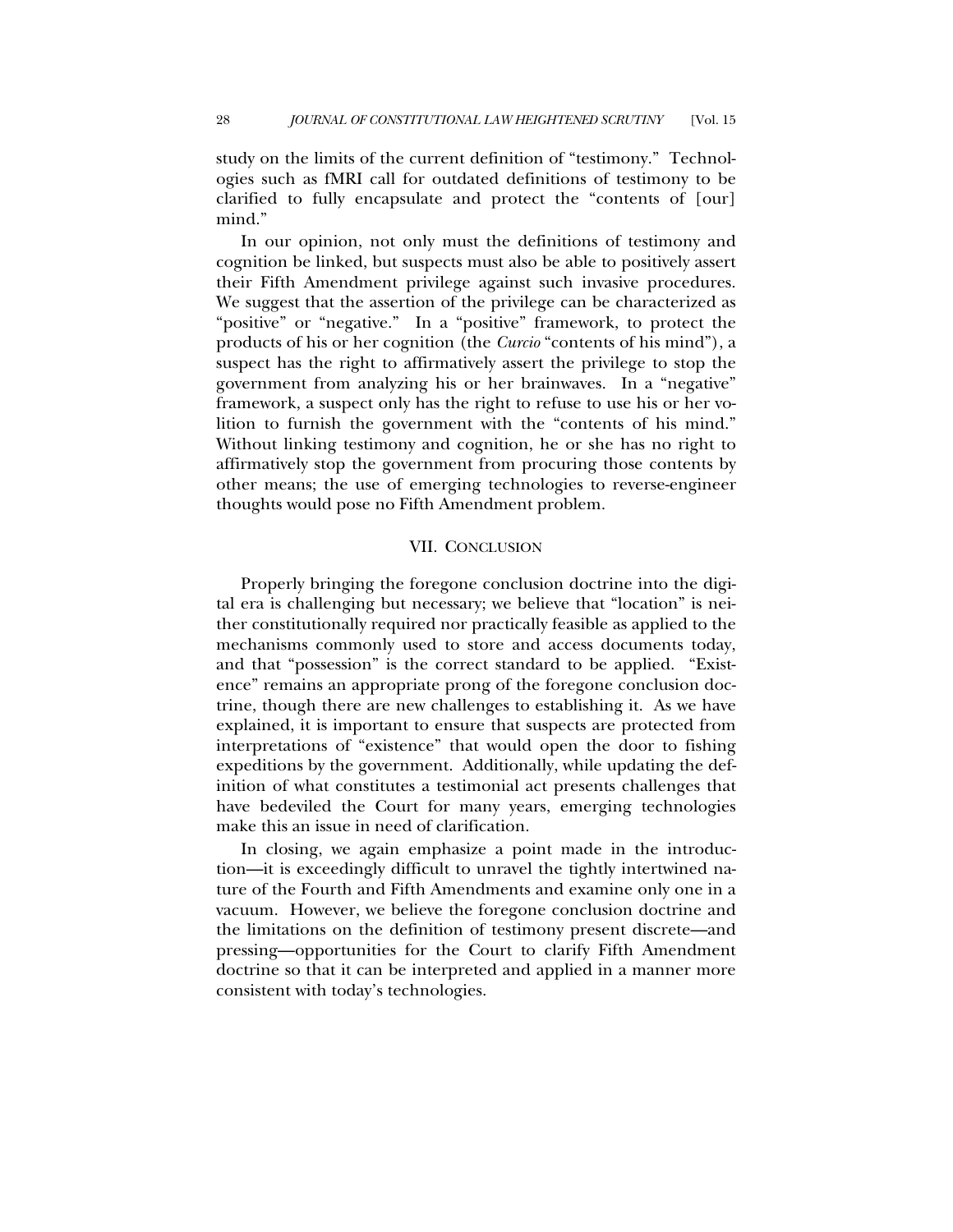study on the limits of the current definition of "testimony." Technologies such as fMRI call for outdated definitions of testimony to be clarified to fully encapsulate and protect the "contents of [our] mind."

In our opinion, not only must the definitions of testimony and cognition be linked, but suspects must also be able to positively assert their Fifth Amendment privilege against such invasive procedures. We suggest that the assertion of the privilege can be characterized as "positive" or "negative." In a "positive" framework, to protect the products of his or her cognition (the *Curcio* "contents of his mind"), a suspect has the right to affirmatively assert the privilege to stop the government from analyzing his or her brainwaves. In a "negative" framework, a suspect only has the right to refuse to use his or her volition to furnish the government with the "contents of his mind." Without linking testimony and cognition, he or she has no right to affirmatively stop the government from procuring those contents by other means; the use of emerging technologies to reverse-engineer thoughts would pose no Fifth Amendment problem.

## VII. CONCLUSION

Properly bringing the foregone conclusion doctrine into the digital era is challenging but necessary; we believe that "location" is neither constitutionally required nor practically feasible as applied to the mechanisms commonly used to store and access documents today, and that "possession" is the correct standard to be applied. "Existence" remains an appropriate prong of the foregone conclusion doctrine, though there are new challenges to establishing it. As we have explained, it is important to ensure that suspects are protected from interpretations of "existence" that would open the door to fishing expeditions by the government. Additionally, while updating the definition of what constitutes a testimonial act presents challenges that have bedeviled the Court for many years, emerging technologies make this an issue in need of clarification.

In closing, we again emphasize a point made in the introduction—it is exceedingly difficult to unravel the tightly intertwined nature of the Fourth and Fifth Amendments and examine only one in a vacuum. However, we believe the foregone conclusion doctrine and the limitations on the definition of testimony present discrete—and pressing—opportunities for the Court to clarify Fifth Amendment doctrine so that it can be interpreted and applied in a manner more consistent with today's technologies.